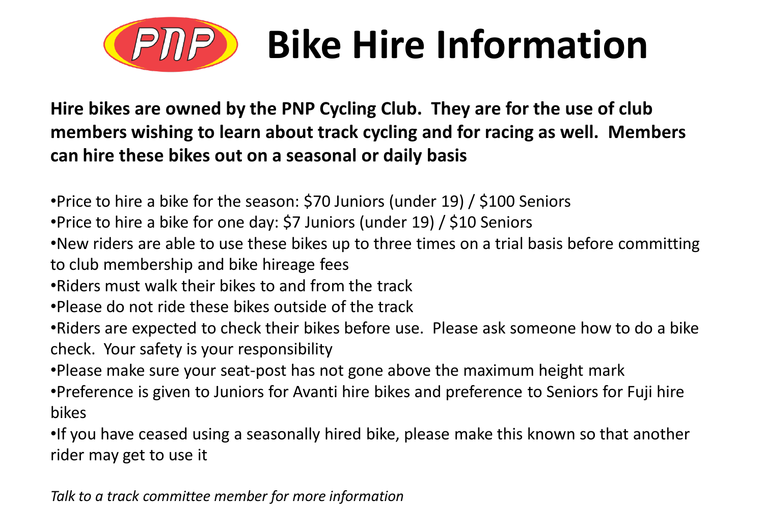# PNP Bike Hire Information

**Hire bikes are owned by the PNP Cycling Club. They are for the use of club members wishing to learn about track cycling and for racing as well. Members can hire these bikes out on a seasonal or daily basis**

- Price to hire a bike for the season: $70 Juniors (under 19) / $100 Seniors
- Price to hire a bike for one day: $7 Juniors (under 19) / $10 Seniors
- New riders are able to use these bikes up to three times on a trial basis before committing to club membership and bike hireage fees
- Riders must walk their bikes to and from the track
- Please do not ride these bikes outside of the track
- Riders are expected to check their bikes before use. Please ask someone how to do a bike check. Your safety is your responsibility
- Please make sure your seat-post has not gone above the maximum height mark
- Preference is given to Juniors for Avanti hire bikes and preference to Seniors for Fuji hire bikes
- If you have ceased using a seasonally hired bike, please make this known so that another rider may get to use it

*Talk to a track committee member for more information*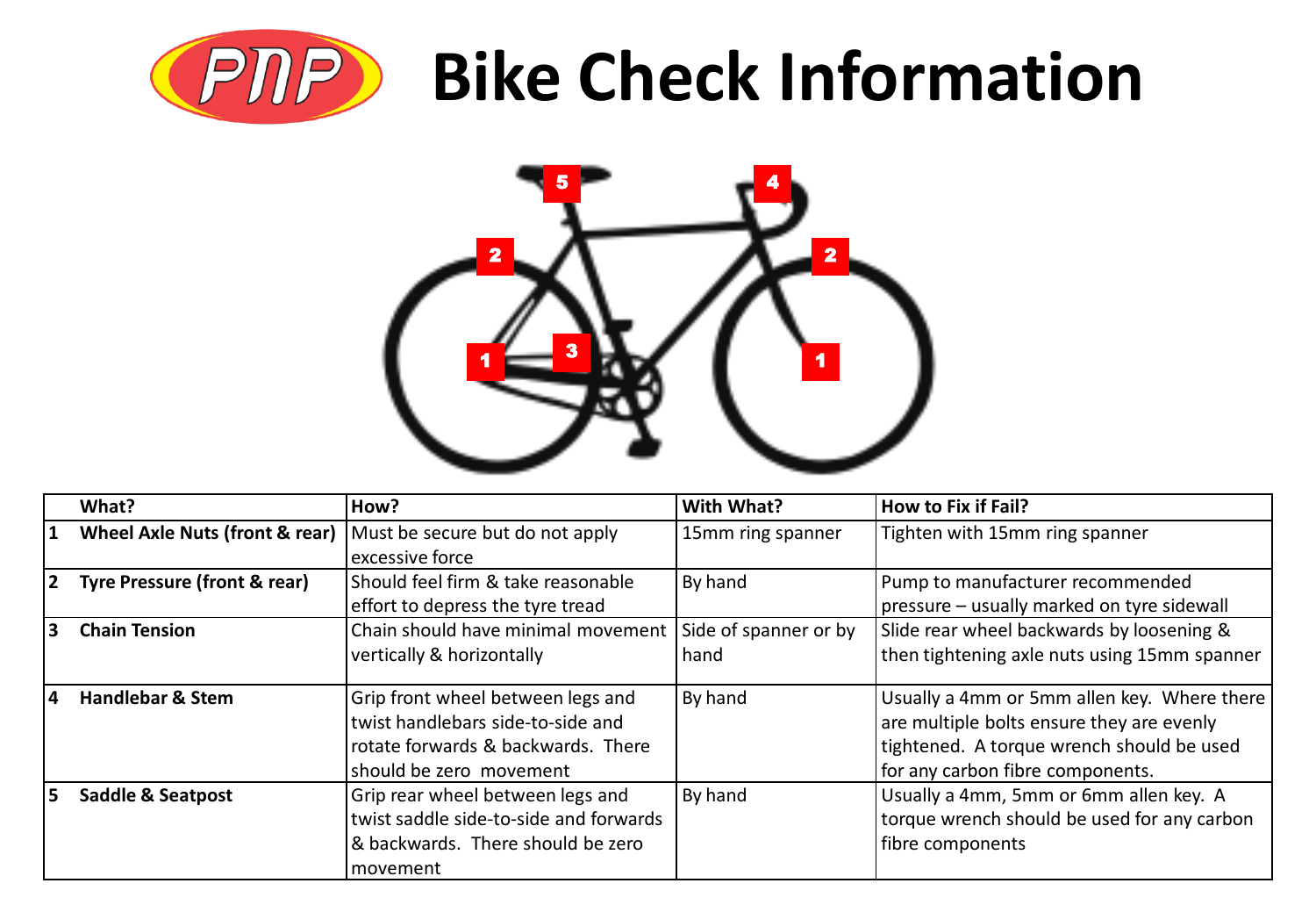# Bike Check Information

| | What? | How? | With What? | How to Fix if Fail? |
|---|---|---|---|---|
| **1** | **Wheel Axle Nuts (front & rear)** | Must be secure but do not apply excessive force | 15mm ring spanner | Tighten with 15mm ring spanner |
| **2** | **Tyre Pressure (front & rear)** | Should feel firm & take reasonable effort to depress the tyre tread | By hand | Pump to manufacturer recommended pressure – usually marked on tyre sidewall |
| **3** | **Chain Tension** | Chain should have minimal movement vertically & horizontally | Side of spanner or by hand | Slide rear wheel backwards by loosening & then tightening axle nuts using 15mm spanner |
| **4** | **Handlebar & Stem** | Grip front wheel between legs and twist handlebars side-to-side and rotate forwards & backwards. There should be zero movement | By hand | Usually a 4mm or 5mm allen key. Where there are multiple bolts ensure they are evenly tightened. A torque wrench should be used for any carbon fibre components. |
| **5** | **Saddle & Seatpost** | Grip rear wheel between legs and twist saddle side-to-side and forwards & backwards. There should be zero movement | By hand | Usually a 4mm, 5mm or 6mm allen key. A torque wrench should be used for any carbon fibre components |